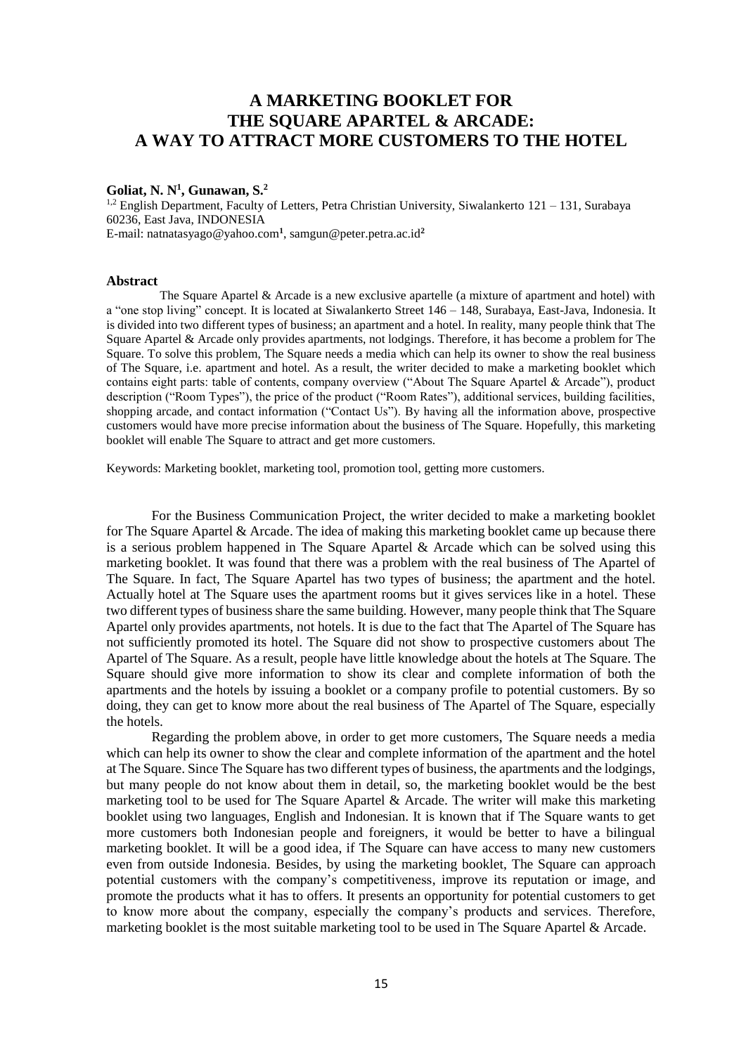# A MARKETING BOOKLET FOR THE SQUARE APARTEL & ARCADE: A WAY TO ATTRACT MORE CUSTOMERS TO THE HOTEL

**Goliat, N. N[1], Gunawan, S.[2]**

[1,2] English Department, Faculty of Letters, Petra Christian University, Siwalankerto 121 – 131, Surabaya 60236, East Java, INDONESIA

E-mail: natnatasyago@yahoo.com[1], samgun@peter.petra.ac.id[2]

## Abstract

The Square Apartel & Arcade is a new exclusive apartelle (a mixture of apartment and hotel) with a "one stop living" concept. It is located at Siwalankerto Street 146 – 148, Surabaya, East-Java, Indonesia. It is divided into two different types of business; an apartment and a hotel. In reality, many people think that The Square Apartel & Arcade only provides apartments, not lodgings. Therefore, it has become a problem for The Square. To solve this problem, The Square needs a media which can help its owner to show the real business of The Square, i.e. apartment and hotel. As a result, the writer decided to make a marketing booklet which contains eight parts: table of contents, company overview ("About The Square Apartel & Arcade"), product description ("Room Types"), the price of the product ("Room Rates"), additional services, building facilities, shopping arcade, and contact information ("Contact Us"). By having all the information above, prospective customers would have more precise information about the business of The Square. Hopefully, this marketing booklet will enable The Square to attract and get more customers.

Keywords: Marketing booklet, marketing tool, promotion tool, getting more customers.

For the Business Communication Project, the writer decided to make a marketing booklet for The Square Apartel & Arcade. The idea of making this marketing booklet came up because there is a serious problem happened in The Square Apartel & Arcade which can be solved using this marketing booklet. It was found that there was a problem with the real business of The Apartel of The Square. In fact, The Square Apartel has two types of business; the apartment and the hotel. Actually hotel at The Square uses the apartment rooms but it gives services like in a hotel. These two different types of business share the same building. However, many people think that The Square Apartel only provides apartments, not hotels. It is due to the fact that The Apartel of The Square has not sufficiently promoted its hotel. The Square did not show to prospective customers about The Apartel of The Square. As a result, people have little knowledge about the hotels at The Square. The Square should give more information to show its clear and complete information of both the apartments and the hotels by issuing a booklet or a company profile to potential customers. By so doing, they can get to know more about the real business of The Apartel of The Square, especially the hotels.

Regarding the problem above, in order to get more customers, The Square needs a media which can help its owner to show the clear and complete information of the apartment and the hotel at The Square. Since The Square has two different types of business, the apartments and the lodgings, but many people do not know about them in detail, so, the marketing booklet would be the best marketing tool to be used for The Square Apartel & Arcade. The writer will make this marketing booklet using two languages, English and Indonesian. It is known that if The Square wants to get more customers both Indonesian people and foreigners, it would be better to have a bilingual marketing booklet. It will be a good idea, if The Square can have access to many new customers even from outside Indonesia. Besides, by using the marketing booklet, The Square can approach potential customers with the company's competitiveness, improve its reputation or image, and promote the products what it has to offers. It presents an opportunity for potential customers to get to know more about the company, especially the company's products and services. Therefore, marketing booklet is the most suitable marketing tool to be used in The Square Apartel & Arcade.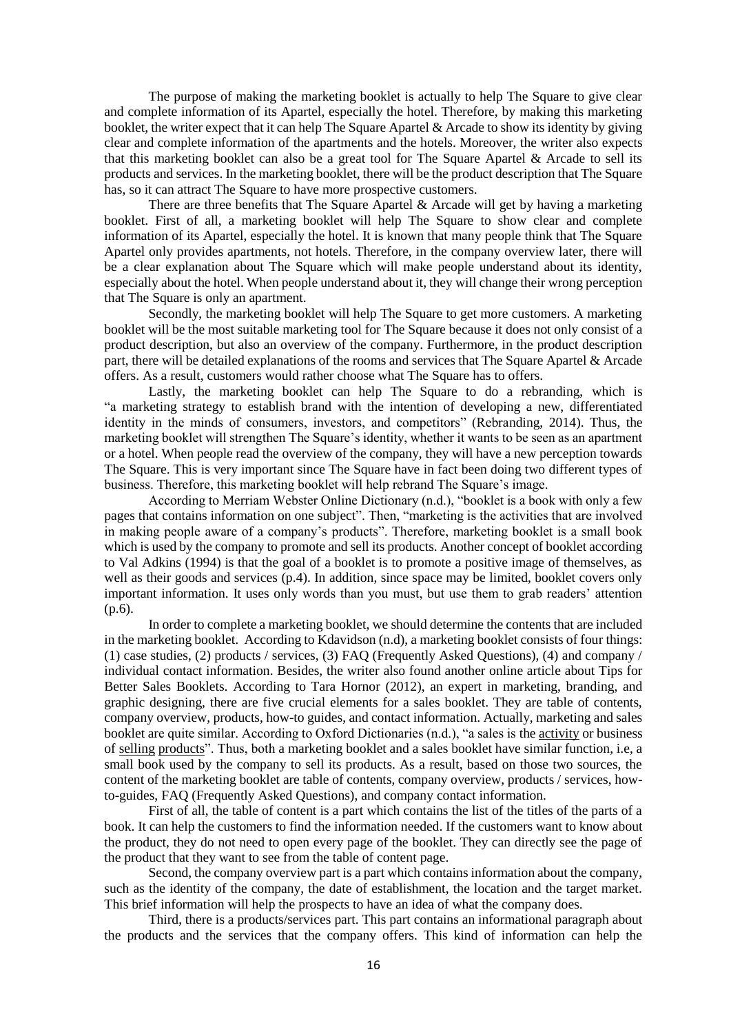The purpose of making the marketing booklet is actually to help The Square to give clear and complete information of its Apartel, especially the hotel. Therefore, by making this marketing booklet, the writer expect that it can help The Square Apartel & Arcade to show its identity by giving clear and complete information of the apartments and the hotels. Moreover, the writer also expects that this marketing booklet can also be a great tool for The Square Apartel & Arcade to sell its products and services. In the marketing booklet, there will be the product description that The Square has, so it can attract The Square to have more prospective customers.

There are three benefits that The Square Apartel & Arcade will get by having a marketing booklet. First of all, a marketing booklet will help The Square to show clear and complete information of its Apartel, especially the hotel. It is known that many people think that The Square Apartel only provides apartments, not hotels. Therefore, in the company overview later, there will be a clear explanation about The Square which will make people understand about its identity, especially about the hotel. When people understand about it, they will change their wrong perception that The Square is only an apartment.

Secondly, the marketing booklet will help The Square to get more customers. A marketing booklet will be the most suitable marketing tool for The Square because it does not only consist of a product description, but also an overview of the company. Furthermore, in the product description part, there will be detailed explanations of the rooms and services that The Square Apartel & Arcade offers. As a result, customers would rather choose what The Square has to offers.

Lastly, the marketing booklet can help The Square to do a rebranding, which is "a marketing strategy to establish brand with the intention of developing a new, differentiated identity in the minds of consumers, investors, and competitors" (Rebranding, 2014). Thus, the marketing booklet will strengthen The Square's identity, whether it wants to be seen as an apartment or a hotel. When people read the overview of the company, they will have a new perception towards The Square. This is very important since The Square have in fact been doing two different types of business. Therefore, this marketing booklet will help rebrand The Square's image.

According to Merriam Webster Online Dictionary (n.d.), "booklet is a book with only a few pages that contains information on one subject". Then, "marketing is the activities that are involved in making people aware of a company's products". Therefore, marketing booklet is a small book which is used by the company to promote and sell its products. Another concept of booklet according to Val Adkins (1994) is that the goal of a booklet is to promote a positive image of themselves, as well as their goods and services (p.4). In addition, since space may be limited, booklet covers only important information. It uses only words than you must, but use them to grab readers' attention (p.6).

In order to complete a marketing booklet, we should determine the contents that are included in the marketing booklet. According to Kdavidson (n.d), a marketing booklet consists of four things: (1) case studies, (2) products / services, (3) FAQ (Frequently Asked Questions), (4) and company / individual contact information. Besides, the writer also found another online article about Tips for Better Sales Booklets. According to Tara Hornor (2012), an expert in marketing, branding, and graphic designing, there are five crucial elements for a sales booklet. They are table of contents, company overview, products, how-to guides, and contact information. Actually, marketing and sales booklet are quite similar. According to Oxford Dictionaries (n.d.), "a sales is the activity or business of selling products". Thus, both a marketing booklet and a sales booklet have similar function, i.e, a small book used by the company to sell its products. As a result, based on those two sources, the content of the marketing booklet are table of contents, company overview, products / services, how-to-guides, FAQ (Frequently Asked Questions), and company contact information.

First of all, the table of content is a part which contains the list of the titles of the parts of a book. It can help the customers to find the information needed. If the customers want to know about the product, they do not need to open every page of the booklet. They can directly see the page of the product that they want to see from the table of content page.

Second, the company overview part is a part which contains information about the company, such as the identity of the company, the date of establishment, the location and the target market. This brief information will help the prospects to have an idea of what the company does.

Third, there is a products/services part. This part contains an informational paragraph about the products and the services that the company offers. This kind of information can help the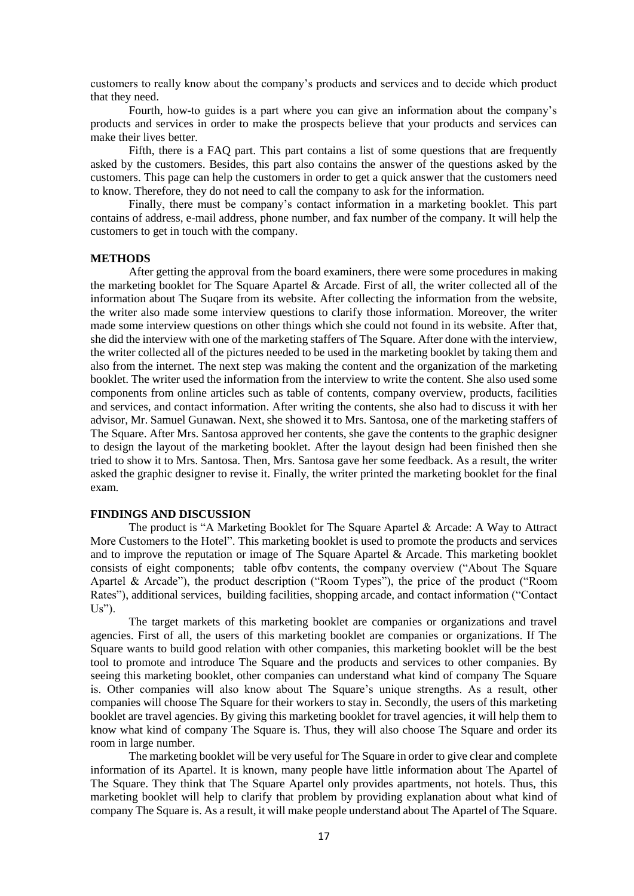customers to really know about the company's products and services and to decide which product that they need.

Fourth, how-to guides is a part where you can give an information about the company's products and services in order to make the prospects believe that your products and services can make their lives better.

Fifth, there is a FAQ part. This part contains a list of some questions that are frequently asked by the customers. Besides, this part also contains the answer of the questions asked by the customers. This page can help the customers in order to get a quick answer that the customers need to know. Therefore, they do not need to call the company to ask for the information.

Finally, there must be company's contact information in a marketing booklet. This part contains of address, e-mail address, phone number, and fax number of the company. It will help the customers to get in touch with the company.

## METHODS

After getting the approval from the board examiners, there were some procedures in making the marketing booklet for The Square Apartel & Arcade. First of all, the writer collected all of the information about The Suqare from its website. After collecting the information from the website, the writer also made some interview questions to clarify those information. Moreover, the writer made some interview questions on other things which she could not found in its website. After that, she did the interview with one of the marketing staffers of The Square. After done with the interview, the writer collected all of the pictures needed to be used in the marketing booklet by taking them and also from the internet. The next step was making the content and the organization of the marketing booklet. The writer used the information from the interview to write the content. She also used some components from online articles such as table of contents, company overview, products, facilities and services, and contact information. After writing the contents, she also had to discuss it with her advisor, Mr. Samuel Gunawan. Next, she showed it to Mrs. Santosa, one of the marketing staffers of The Square. After Mrs. Santosa approved her contents, she gave the contents to the graphic designer to design the layout of the marketing booklet. After the layout design had been finished then she tried to show it to Mrs. Santosa. Then, Mrs. Santosa gave her some feedback. As a result, the writer asked the graphic designer to revise it. Finally, the writer printed the marketing booklet for the final exam.

## FINDINGS AND DISCUSSION

The product is "A Marketing Booklet for The Square Apartel & Arcade: A Way to Attract More Customers to the Hotel". This marketing booklet is used to promote the products and services and to improve the reputation or image of The Square Apartel & Arcade. This marketing booklet consists of eight components; table ofbv contents, the company overview ("About The Square Apartel & Arcade"), the product description ("Room Types"), the price of the product ("Room Rates"), additional services, building facilities, shopping arcade, and contact information ("Contact Us").

The target markets of this marketing booklet are companies or organizations and travel agencies. First of all, the users of this marketing booklet are companies or organizations. If The Square wants to build good relation with other companies, this marketing booklet will be the best tool to promote and introduce The Square and the products and services to other companies. By seeing this marketing booklet, other companies can understand what kind of company The Square is. Other companies will also know about The Square's unique strengths. As a result, other companies will choose The Square for their workers to stay in. Secondly, the users of this marketing booklet are travel agencies. By giving this marketing booklet for travel agencies, it will help them to know what kind of company The Square is. Thus, they will also choose The Square and order its room in large number.

The marketing booklet will be very useful for The Square in order to give clear and complete information of its Apartel. It is known, many people have little information about The Apartel of The Square. They think that The Square Apartel only provides apartments, not hotels. Thus, this marketing booklet will help to clarify that problem by providing explanation about what kind of company The Square is. As a result, it will make people understand about The Apartel of The Square.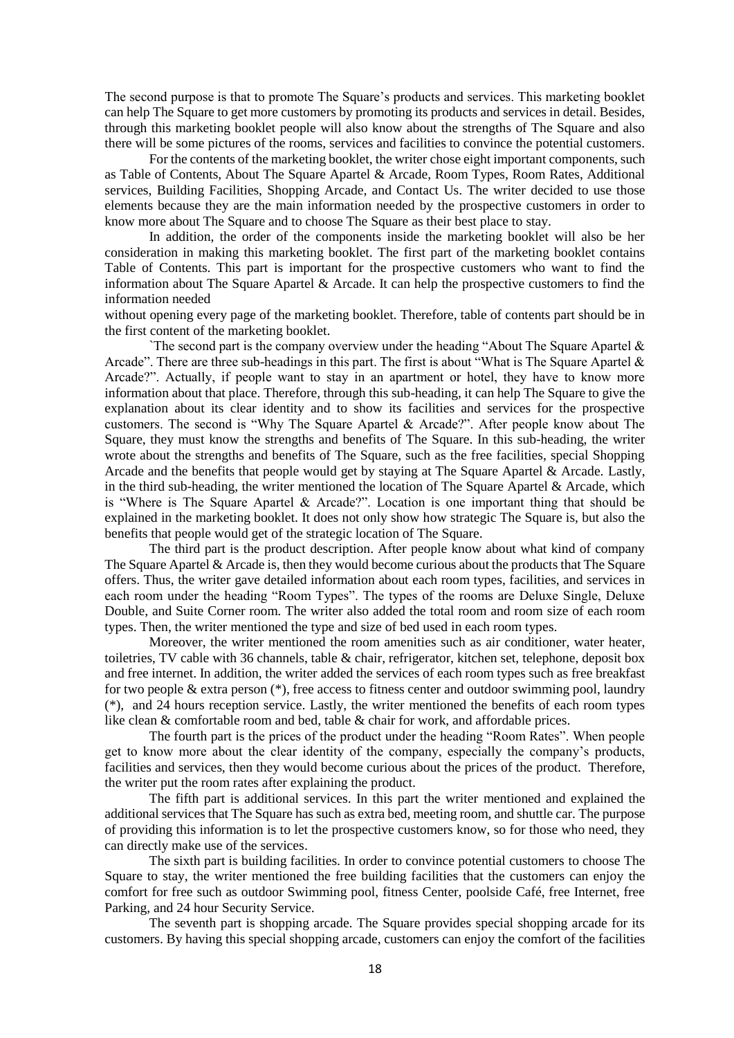The second purpose is that to promote The Square's products and services. This marketing booklet can help The Square to get more customers by promoting its products and services in detail. Besides, through this marketing booklet people will also know about the strengths of The Square and also there will be some pictures of the rooms, services and facilities to convince the potential customers.

For the contents of the marketing booklet, the writer chose eight important components, such as Table of Contents, About The Square Apartel & Arcade, Room Types, Room Rates, Additional services, Building Facilities, Shopping Arcade, and Contact Us. The writer decided to use those elements because they are the main information needed by the prospective customers in order to know more about The Square and to choose The Square as their best place to stay.

In addition, the order of the components inside the marketing booklet will also be her consideration in making this marketing booklet. The first part of the marketing booklet contains Table of Contents. This part is important for the prospective customers who want to find the information about The Square Apartel & Arcade. It can help the prospective customers to find the information needed without opening every page of the marketing booklet. Therefore, table of contents part should be in the first content of the marketing booklet.

`The second part is the company overview under the heading "About The Square Apartel & Arcade". There are three sub-headings in this part. The first is about "What is The Square Apartel & Arcade?". Actually, if people want to stay in an apartment or hotel, they have to know more information about that place. Therefore, through this sub-heading, it can help The Square to give the explanation about its clear identity and to show its facilities and services for the prospective customers. The second is "Why The Square Apartel & Arcade?". After people know about The Square, they must know the strengths and benefits of The Square. In this sub-heading, the writer wrote about the strengths and benefits of The Square, such as the free facilities, special Shopping Arcade and the benefits that people would get by staying at The Square Apartel & Arcade. Lastly, in the third sub-heading, the writer mentioned the location of The Square Apartel & Arcade, which is "Where is The Square Apartel & Arcade?". Location is one important thing that should be explained in the marketing booklet. It does not only show how strategic The Square is, but also the benefits that people would get of the strategic location of The Square.

The third part is the product description. After people know about what kind of company The Square Apartel & Arcade is, then they would become curious about the products that The Square offers. Thus, the writer gave detailed information about each room types, facilities, and services in each room under the heading "Room Types". The types of the rooms are Deluxe Single, Deluxe Double, and Suite Corner room. The writer also added the total room and room size of each room types. Then, the writer mentioned the type and size of bed used in each room types.

Moreover, the writer mentioned the room amenities such as air conditioner, water heater, toiletries, TV cable with 36 channels, table & chair, refrigerator, kitchen set, telephone, deposit box and free internet. In addition, the writer added the services of each room types such as free breakfast for two people & extra person (*), free access to fitness center and outdoor swimming pool, laundry (*), and 24 hours reception service. Lastly, the writer mentioned the benefits of each room types like clean & comfortable room and bed, table & chair for work, and affordable prices.

The fourth part is the prices of the product under the heading "Room Rates". When people get to know more about the clear identity of the company, especially the company's products, facilities and services, then they would become curious about the prices of the product. Therefore, the writer put the room rates after explaining the product.

The fifth part is additional services. In this part the writer mentioned and explained the additional services that The Square has such as extra bed, meeting room, and shuttle car. The purpose of providing this information is to let the prospective customers know, so for those who need, they can directly make use of the services.

The sixth part is building facilities. In order to convince potential customers to choose The Square to stay, the writer mentioned the free building facilities that the customers can enjoy the comfort for free such as outdoor Swimming pool, fitness Center, poolside Café, free Internet, free Parking, and 24 hour Security Service.

The seventh part is shopping arcade. The Square provides special shopping arcade for its customers. By having this special shopping arcade, customers can enjoy the comfort of the facilities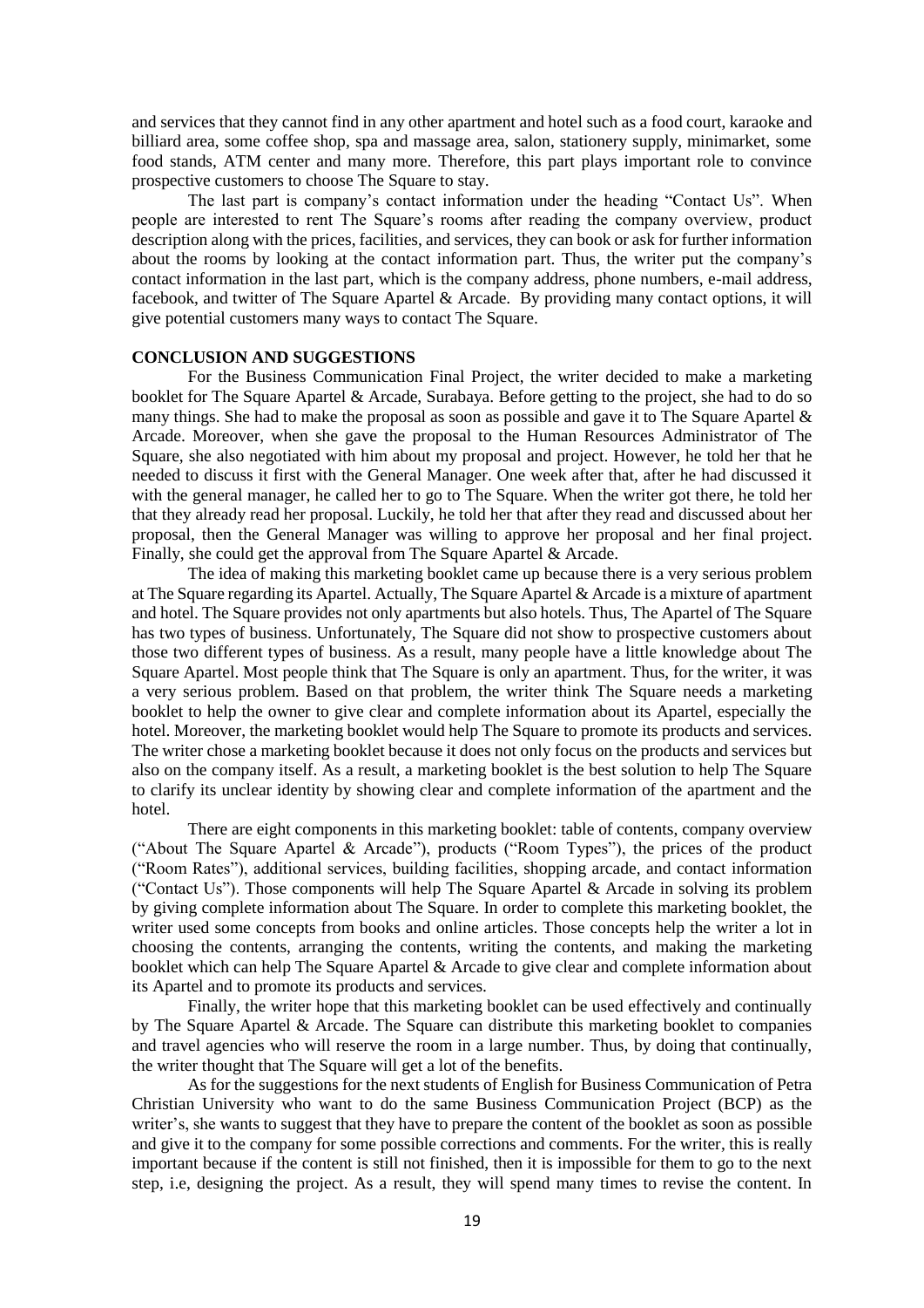and services that they cannot find in any other apartment and hotel such as a food court, karaoke and billiard area, some coffee shop, spa and massage area, salon, stationery supply, minimarket, some food stands, ATM center and many more. Therefore, this part plays important role to convince prospective customers to choose The Square to stay.

The last part is company's contact information under the heading "Contact Us". When people are interested to rent The Square's rooms after reading the company overview, product description along with the prices, facilities, and services, they can book or ask for further information about the rooms by looking at the contact information part. Thus, the writer put the company's contact information in the last part, which is the company address, phone numbers, e-mail address, facebook, and twitter of The Square Apartel & Arcade. By providing many contact options, it will give potential customers many ways to contact The Square.

## CONCLUSION AND SUGGESTIONS

For the Business Communication Final Project, the writer decided to make a marketing booklet for The Square Apartel & Arcade, Surabaya. Before getting to the project, she had to do so many things. She had to make the proposal as soon as possible and gave it to The Square Apartel & Arcade. Moreover, when she gave the proposal to the Human Resources Administrator of The Square, she also negotiated with him about my proposal and project. However, he told her that he needed to discuss it first with the General Manager. One week after that, after he had discussed it with the general manager, he called her to go to The Square. When the writer got there, he told her that they already read her proposal. Luckily, he told her that after they read and discussed about her proposal, then the General Manager was willing to approve her proposal and her final project. Finally, she could get the approval from The Square Apartel & Arcade.

The idea of making this marketing booklet came up because there is a very serious problem at The Square regarding its Apartel. Actually, The Square Apartel & Arcade is a mixture of apartment and hotel. The Square provides not only apartments but also hotels. Thus, The Apartel of The Square has two types of business. Unfortunately, The Square did not show to prospective customers about those two different types of business. As a result, many people have a little knowledge about The Square Apartel. Most people think that The Square is only an apartment. Thus, for the writer, it was a very serious problem. Based on that problem, the writer think The Square needs a marketing booklet to help the owner to give clear and complete information about its Apartel, especially the hotel. Moreover, the marketing booklet would help The Square to promote its products and services. The writer chose a marketing booklet because it does not only focus on the products and services but also on the company itself. As a result, a marketing booklet is the best solution to help The Square to clarify its unclear identity by showing clear and complete information of the apartment and the hotel.

There are eight components in this marketing booklet: table of contents, company overview ("About The Square Apartel & Arcade"), products ("Room Types"), the prices of the product ("Room Rates"), additional services, building facilities, shopping arcade, and contact information ("Contact Us"). Those components will help The Square Apartel & Arcade in solving its problem by giving complete information about The Square. In order to complete this marketing booklet, the writer used some concepts from books and online articles. Those concepts help the writer a lot in choosing the contents, arranging the contents, writing the contents, and making the marketing booklet which can help The Square Apartel & Arcade to give clear and complete information about its Apartel and to promote its products and services.

Finally, the writer hope that this marketing booklet can be used effectively and continually by The Square Apartel & Arcade. The Square can distribute this marketing booklet to companies and travel agencies who will reserve the room in a large number. Thus, by doing that continually, the writer thought that The Square will get a lot of the benefits.

As for the suggestions for the next students of English for Business Communication of Petra Christian University who want to do the same Business Communication Project (BCP) as the writer's, she wants to suggest that they have to prepare the content of the booklet as soon as possible and give it to the company for some possible corrections and comments. For the writer, this is really important because if the content is still not finished, then it is impossible for them to go to the next step, i.e, designing the project. As a result, they will spend many times to revise the content. In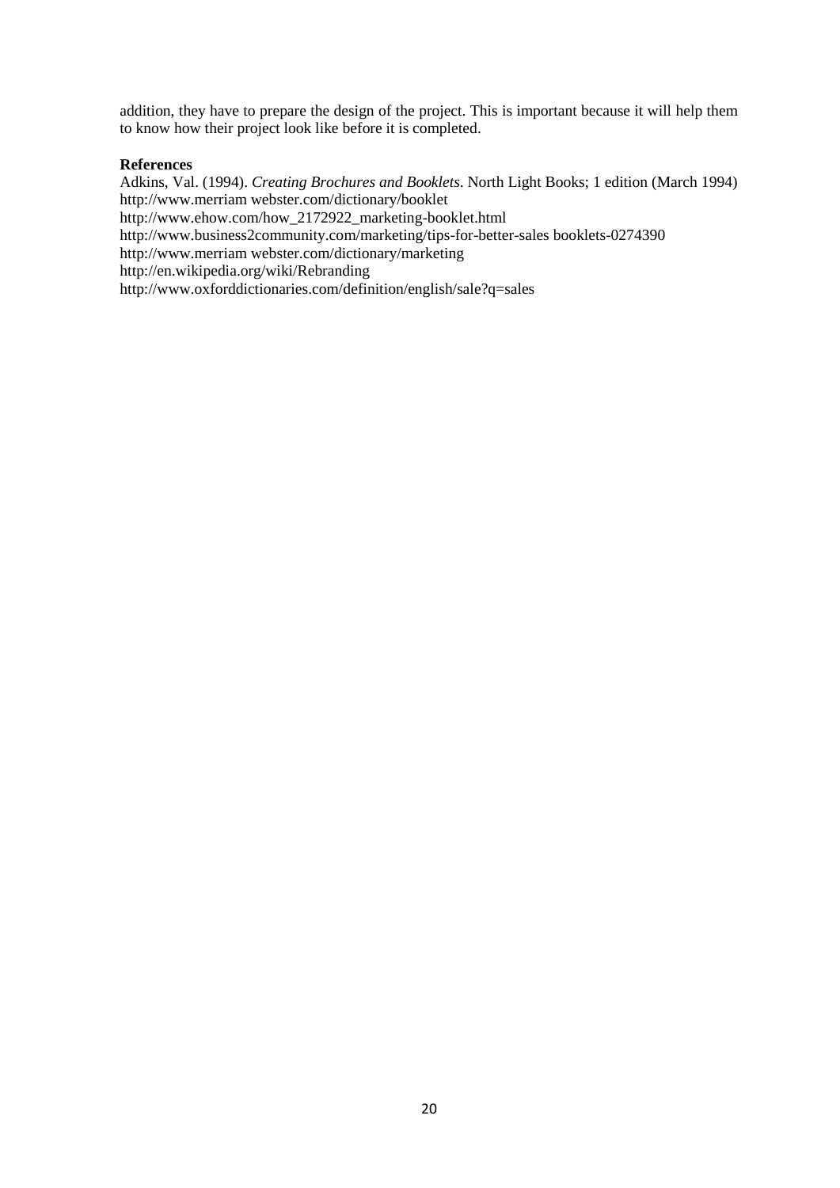addition, they have to prepare the design of the project. This is important because it will help them to know how their project look like before it is completed.

**References**

Adkins, Val. (1994). *Creating Brochures and Booklets*. North Light Books; 1 edition (March 1994)
http://www.merriam webster.com/dictionary/booklet
http://www.ehow.com/how_2172922_marketing-booklet.html
http://www.business2community.com/marketing/tips-for-better-sales booklets-0274390
http://www.merriam webster.com/dictionary/marketing
http://en.wikipedia.org/wiki/Rebranding
http://www.oxforddictionaries.com/definition/english/sale?q=sales